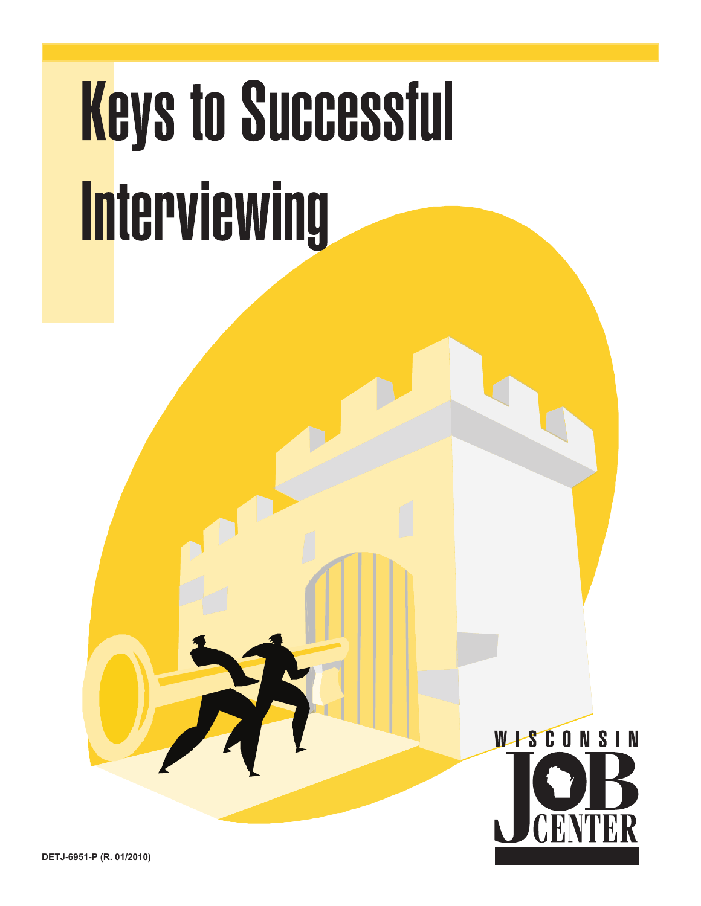# Keys to Successful Interviewing

WISCONSIN JOB CENTER

DETJ-6951-P (R. 01/2010)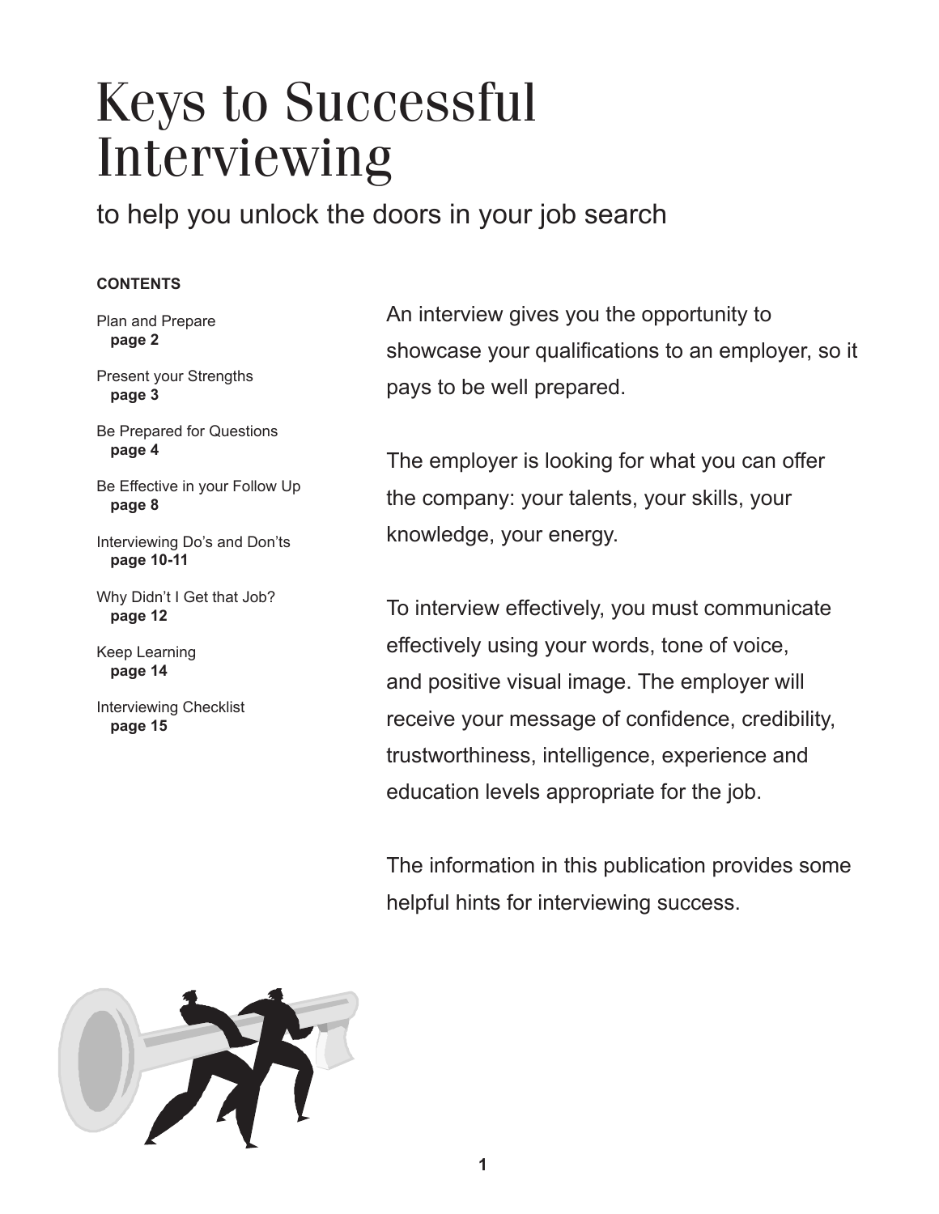# Keys to Successful Interviewing

## to help you unlock the doors in your job search

**CONTENTS**

Plan and Prepare
**page 2**

Present your Strengths
**page 3**

Be Prepared for Questions
**page 4**

Be Effective in your Follow Up
**page 8**

Interviewing Do's and Don'ts
**page 10-11**

Why Didn't I Get that Job?
**page 12**

Keep Learning
**page 14**

Interviewing Checklist
**page 15**

An interview gives you the opportunity to showcase your qualifications to an employer, so it pays to be well prepared.

The employer is looking for what you can offer the company: your talents, your skills, your knowledge, your energy.

To interview effectively, you must communicate effectively using your words, tone of voice, and positive visual image. The employer will receive your message of confidence, credibility, trustworthiness, intelligence, experience and education levels appropriate for the job.

The information in this publication provides some helpful hints for interviewing success.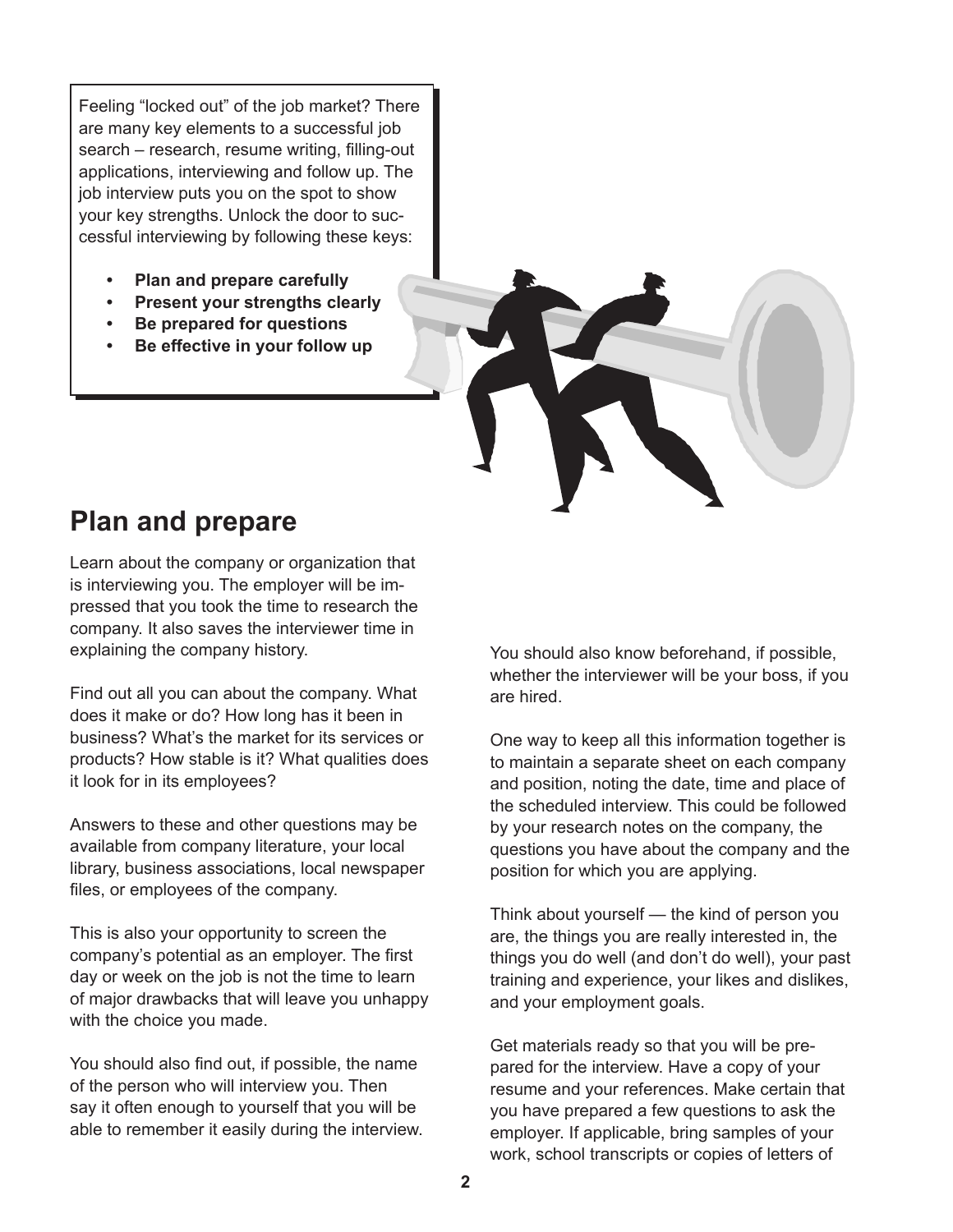Feeling “locked out” of the job market? There are many key elements to a successful job search – research, resume writing, filling-out applications, interviewing and follow up. The job interview puts you on the spot to show your key strengths. Unlock the door to successful interviewing by following these keys:

- **Plan and prepare carefully**
- **Present your strengths clearly**
- **Be prepared for questions**
- **Be effective in your follow up**

## Plan and prepare

Learn about the company or organization that is interviewing you. The employer will be impressed that you took the time to research the company. It also saves the interviewer time in explaining the company history.

Find out all you can about the company. What does it make or do? How long has it been in business? What’s the market for its services or products? How stable is it? What qualities does it look for in its employees?

Answers to these and other questions may be available from company literature, your local library, business associations, local newspaper files, or employees of the company.

This is also your opportunity to screen the company’s potential as an employer. The first day or week on the job is not the time to learn of major drawbacks that will leave you unhappy with the choice you made.

You should also find out, if possible, the name of the person who will interview you. Then say it often enough to yourself that you will be able to remember it easily during the interview.

You should also know beforehand, if possible, whether the interviewer will be your boss, if you are hired.

One way to keep all this information together is to maintain a separate sheet on each company and position, noting the date, time and place of the scheduled interview. This could be followed by your research notes on the company, the questions you have about the company and the position for which you are applying.

Think about yourself — the kind of person you are, the things you are really interested in, the things you do well (and don’t do well), your past training and experience, your likes and dislikes, and your employment goals.

Get materials ready so that you will be prepared for the interview. Have a copy of your resume and your references. Make certain that you have prepared a few questions to ask the employer. If applicable, bring samples of your work, school transcripts or copies of letters of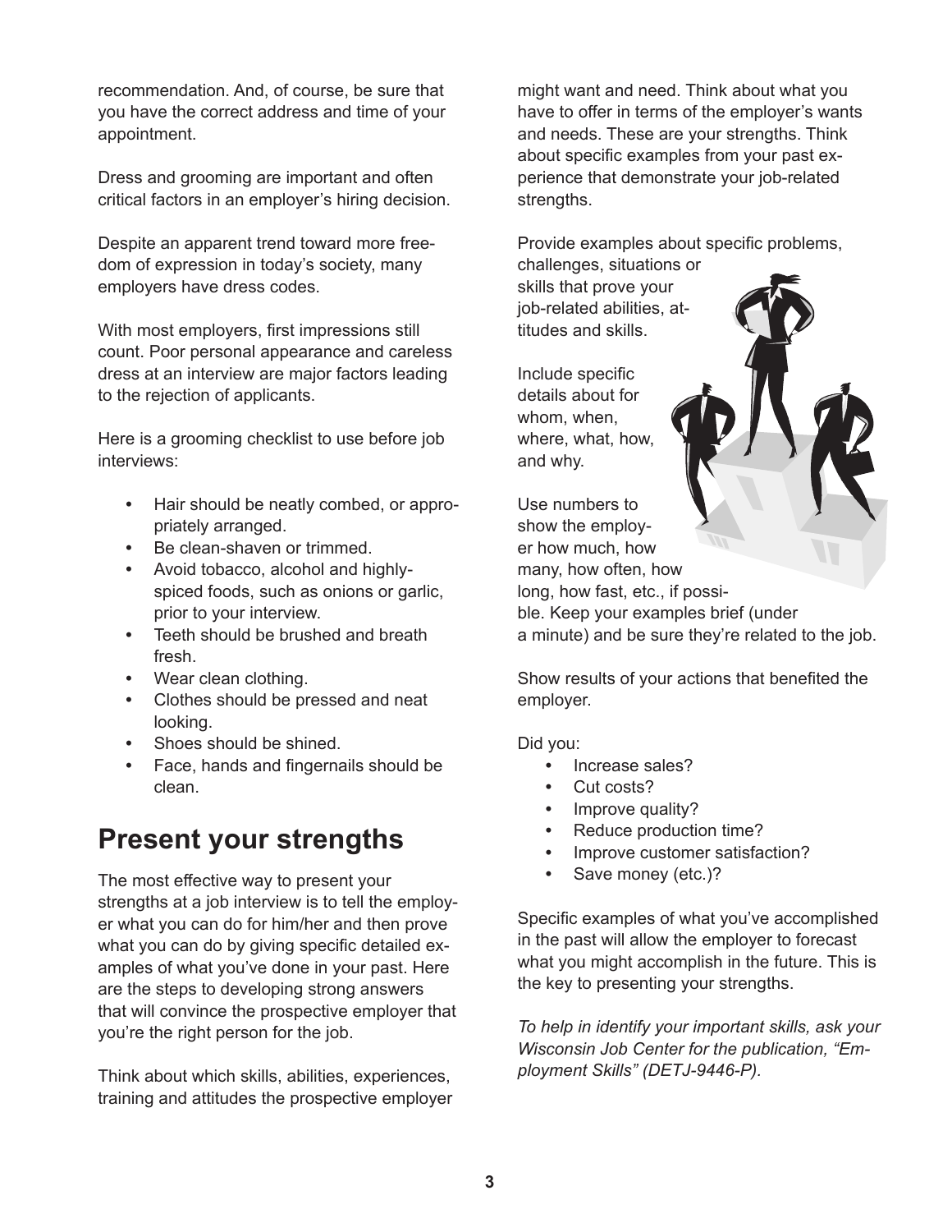recommendation. And, of course, be sure that you have the correct address and time of your appointment.

Dress and grooming are important and often critical factors in an employer's hiring decision.

Despite an apparent trend toward more freedom of expression in today's society, many employers have dress codes.

With most employers, first impressions still count. Poor personal appearance and careless dress at an interview are major factors leading to the rejection of applicants.

Here is a grooming checklist to use before job interviews:

- Hair should be neatly combed, or appropriately arranged.
- Be clean-shaven or trimmed.
- Avoid tobacco, alcohol and highly-spiced foods, such as onions or garlic, prior to your interview.
- Teeth should be brushed and breath fresh.
- Wear clean clothing.
- Clothes should be pressed and neat looking.
- Shoes should be shined.
- Face, hands and fingernails should be clean.

## Present your strengths

The most effective way to present your strengths at a job interview is to tell the employer what you can do for him/her and then prove what you can do by giving specific detailed examples of what you've done in your past. Here are the steps to developing strong answers that will convince the prospective employer that you're the right person for the job.

Think about which skills, abilities, experiences, training and attitudes the prospective employer might want and need. Think about what you have to offer in terms of the employer's wants and needs. These are your strengths. Think about specific examples from your past experience that demonstrate your job-related strengths.

Provide examples about specific problems, challenges, situations or skills that prove your job-related abilities, attitudes and skills.

Include specific details about for whom, when, where, what, how, and why.

Use numbers to show the employer how much, how many, how often, how long, how fast, etc., if possible. Keep your examples brief (under a minute) and be sure they're related to the job.

Show results of your actions that benefited the employer.

Did you:

- Increase sales?
- Cut costs?
- Improve quality?
- Reduce production time?
- Improve customer satisfaction?
- Save money (etc.)?

Specific examples of what you've accomplished in the past will allow the employer to forecast what you might accomplish in the future. This is the key to presenting your strengths.

*To help in identify your important skills, ask your Wisconsin Job Center for the publication, "Employment Skills" (DETJ-9446-P).*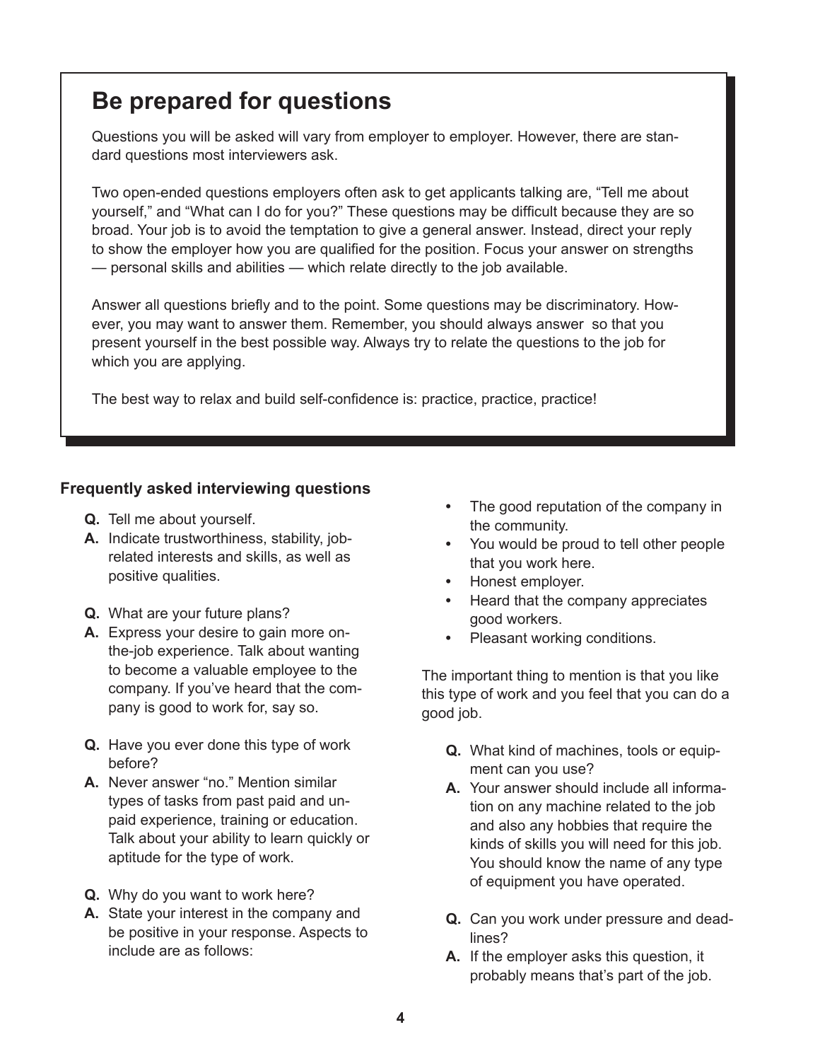## Be prepared for questions

Questions you will be asked will vary from employer to employer. However, there are standard questions most interviewers ask.

Two open-ended questions employers often ask to get applicants talking are, "Tell me about yourself," and "What can I do for you?" These questions may be difficult because they are so broad. Your job is to avoid the temptation to give a general answer. Instead, direct your reply to show the employer how you are qualified for the position. Focus your answer on strengths — personal skills and abilities — which relate directly to the job available.

Answer all questions briefly and to the point. Some questions may be discriminatory. However, you may want to answer them. Remember, you should always answer so that you present yourself in the best possible way. Always try to relate the questions to the job for which you are applying.

The best way to relax and build self-confidence is: practice, practice, practice!

### Frequently asked interviewing questions

**Q.** Tell me about yourself.
**A.** Indicate trustworthiness, stability, job-related interests and skills, as well as positive qualities.

**Q.** What are your future plans?
**A.** Express your desire to gain more on-the-job experience. Talk about wanting to become a valuable employee to the company. If you've heard that the company is good to work for, say so.

**Q.** Have you ever done this type of work before?
**A.** Never answer "no." Mention similar types of tasks from past paid and unpaid experience, training or education. Talk about your ability to learn quickly or aptitude for the type of work.

**Q.** Why do you want to work here?
**A.** State your interest in the company and be positive in your response. Aspects to include are as follows:

- The good reputation of the company in the community.
- You would be proud to tell other people that you work here.
- Honest employer.
- Heard that the company appreciates good workers.
- Pleasant working conditions.

The important thing to mention is that you like this type of work and you feel that you can do a good job.

**Q.** What kind of machines, tools or equipment can you use?
**A.** Your answer should include all information on any machine related to the job and also any hobbies that require the kinds of skills you will need for this job. You should know the name of any type of equipment you have operated.

**Q.** Can you work under pressure and deadlines?
**A.** If the employer asks this question, it probably means that's part of the job.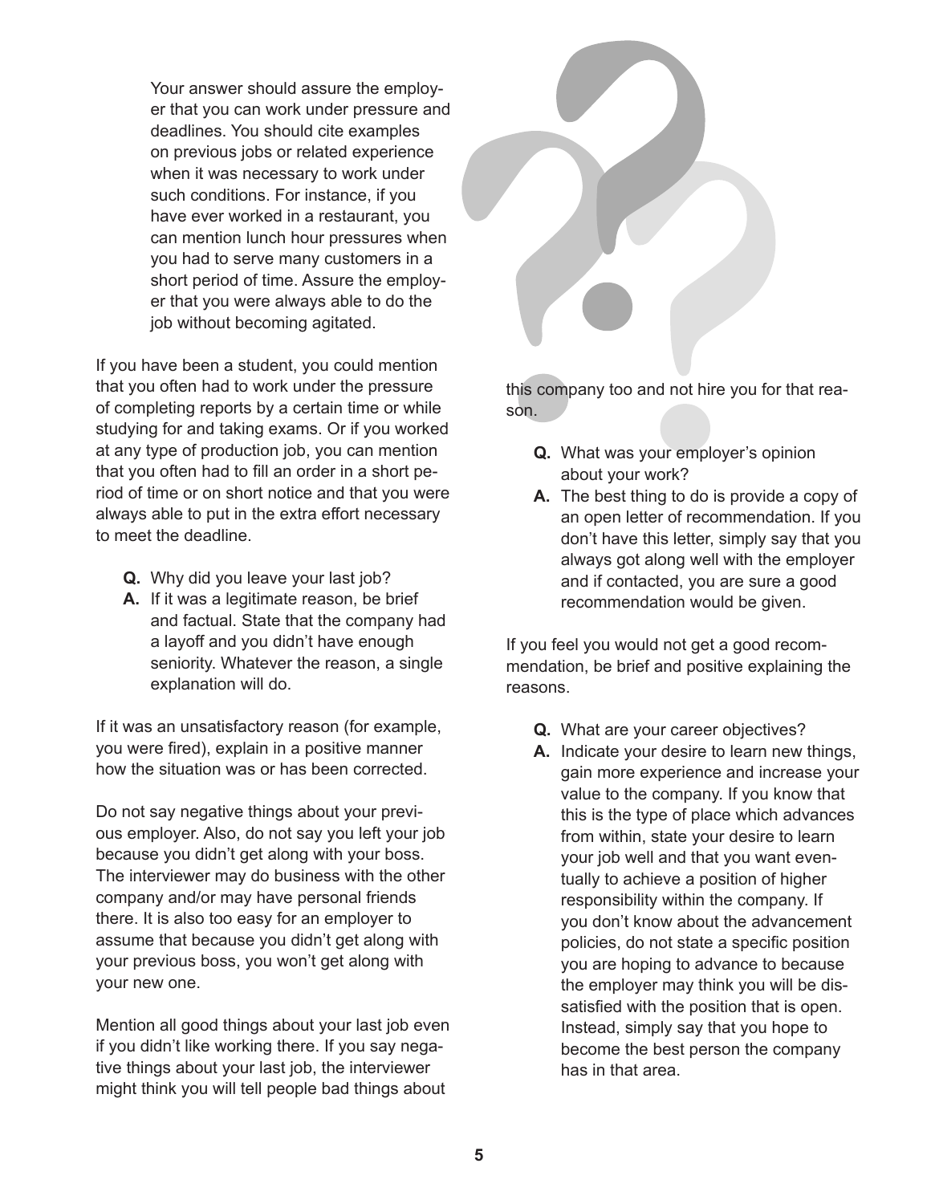Your answer should assure the employer that you can work under pressure and deadlines. You should cite examples on previous jobs or related experience when it was necessary to work under such conditions. For instance, if you have ever worked in a restaurant, you can mention lunch hour pressures when you had to serve many customers in a short period of time. Assure the employer that you were always able to do the job without becoming agitated.

If you have been a student, you could mention that you often had to work under the pressure of completing reports by a certain time or while studying for and taking exams. Or if you worked at any type of production job, you can mention that you often had to fill an order in a short period of time or on short notice and that you were always able to put in the extra effort necessary to meet the deadline.

**Q.** Why did you leave your last job?
**A.** If it was a legitimate reason, be brief and factual. State that the company had a layoff and you didn't have enough seniority. Whatever the reason, a single explanation will do.

If it was an unsatisfactory reason (for example, you were fired), explain in a positive manner how the situation was or has been corrected.

Do not say negative things about your previous employer. Also, do not say you left your job because you didn't get along with your boss. The interviewer may do business with the other company and/or may have personal friends there. It is also too easy for an employer to assume that because you didn't get along with your previous boss, you won't get along with your new one.

Mention all good things about your last job even if you didn't like working there. If you say negative things about your last job, the interviewer might think you will tell people bad things about this company too and not hire you for that reason.

**Q.** What was your employer's opinion about your work?
**A.** The best thing to do is provide a copy of an open letter of recommendation. If you don't have this letter, simply say that you always got along well with the employer and if contacted, you are sure a good recommendation would be given.

If you feel you would not get a good recommendation, be brief and positive explaining the reasons.

**Q.** What are your career objectives?
**A.** Indicate your desire to learn new things, gain more experience and increase your value to the company. If you know that this is the type of place which advances from within, state your desire to learn your job well and that you want eventually to achieve a position of higher responsibility within the company. If you don't know about the advancement policies, do not state a specific position you are hoping to advance to because the employer may think you will be dissatisfied with the position that is open. Instead, simply say that you hope to become the best person the company has in that area.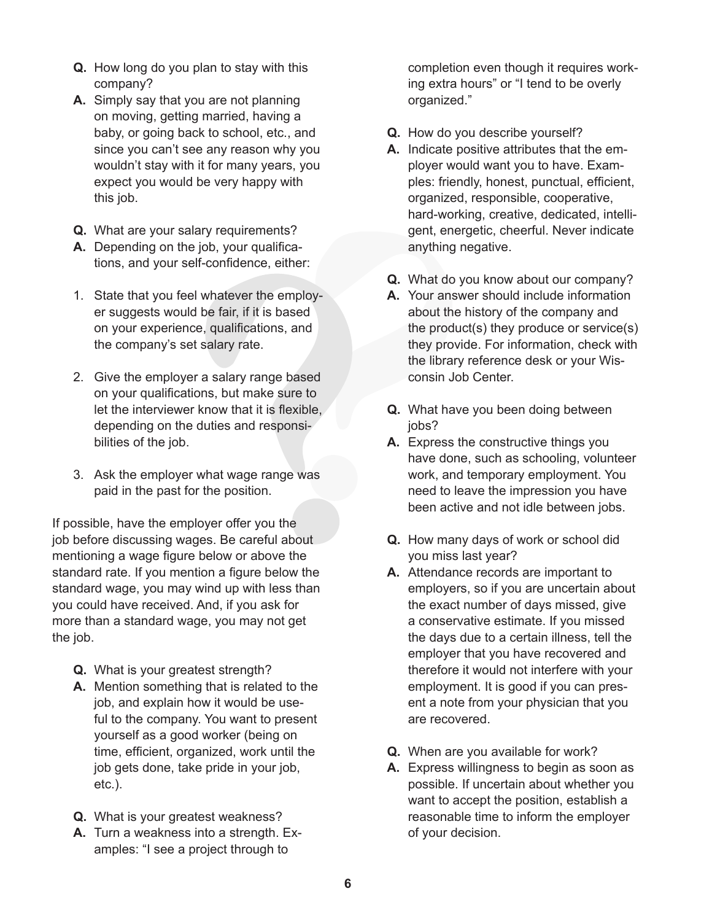**Q.** How long do you plan to stay with this company?

**A.** Simply say that you are not planning on moving, getting married, having a baby, or going back to school, etc., and since you can't see any reason why you wouldn't stay with it for many years, you expect you would be very happy with this job.

**Q.** What are your salary requirements?

**A.** Depending on the job, your qualifications, and your self-confidence, either:

1. State that you feel whatever the employer suggests would be fair, if it is based on your experience, qualifications, and the company's set salary rate.

2. Give the employer a salary range based on your qualifications, but make sure to let the interviewer know that it is flexible, depending on the duties and responsibilities of the job.

3. Ask the employer what wage range was paid in the past for the position.

If possible, have the employer offer you the job before discussing wages. Be careful about mentioning a wage figure below or above the standard rate. If you mention a figure below the standard wage, you may wind up with less than you could have received. And, if you ask for more than a standard wage, you may not get the job.

**Q.** What is your greatest strength?

**A.** Mention something that is related to the job, and explain how it would be useful to the company. You want to present yourself as a good worker (being on time, efficient, organized, work until the job gets done, take pride in your job, etc.).

**Q.** What is your greatest weakness?

**A.** Turn a weakness into a strength. Examples: "I see a project through to completion even though it requires working extra hours" or "I tend to be overly organized."

**Q.** How do you describe yourself?

**A.** Indicate positive attributes that the employer would want you to have. Examples: friendly, honest, punctual, efficient, organized, responsible, cooperative, hard-working, creative, dedicated, intelligent, energetic, cheerful. Never indicate anything negative.

**Q.** What do you know about our company?

**A.** Your answer should include information about the history of the company and the product(s) they produce or service(s) they provide. For information, check with the library reference desk or your Wisconsin Job Center.

**Q.** What have you been doing between jobs?

**A.** Express the constructive things you have done, such as schooling, volunteer work, and temporary employment. You need to leave the impression you have been active and not idle between jobs.

**Q.** How many days of work or school did you miss last year?

**A.** Attendance records are important to employers, so if you are uncertain about the exact number of days missed, give a conservative estimate. If you missed the days due to a certain illness, tell the employer that you have recovered and therefore it would not interfere with your employment. It is good if you can present a note from your physician that you are recovered.

**Q.** When are you available for work?

**A.** Express willingness to begin as soon as possible. If uncertain about whether you want to accept the position, establish a reasonable time to inform the employer of your decision.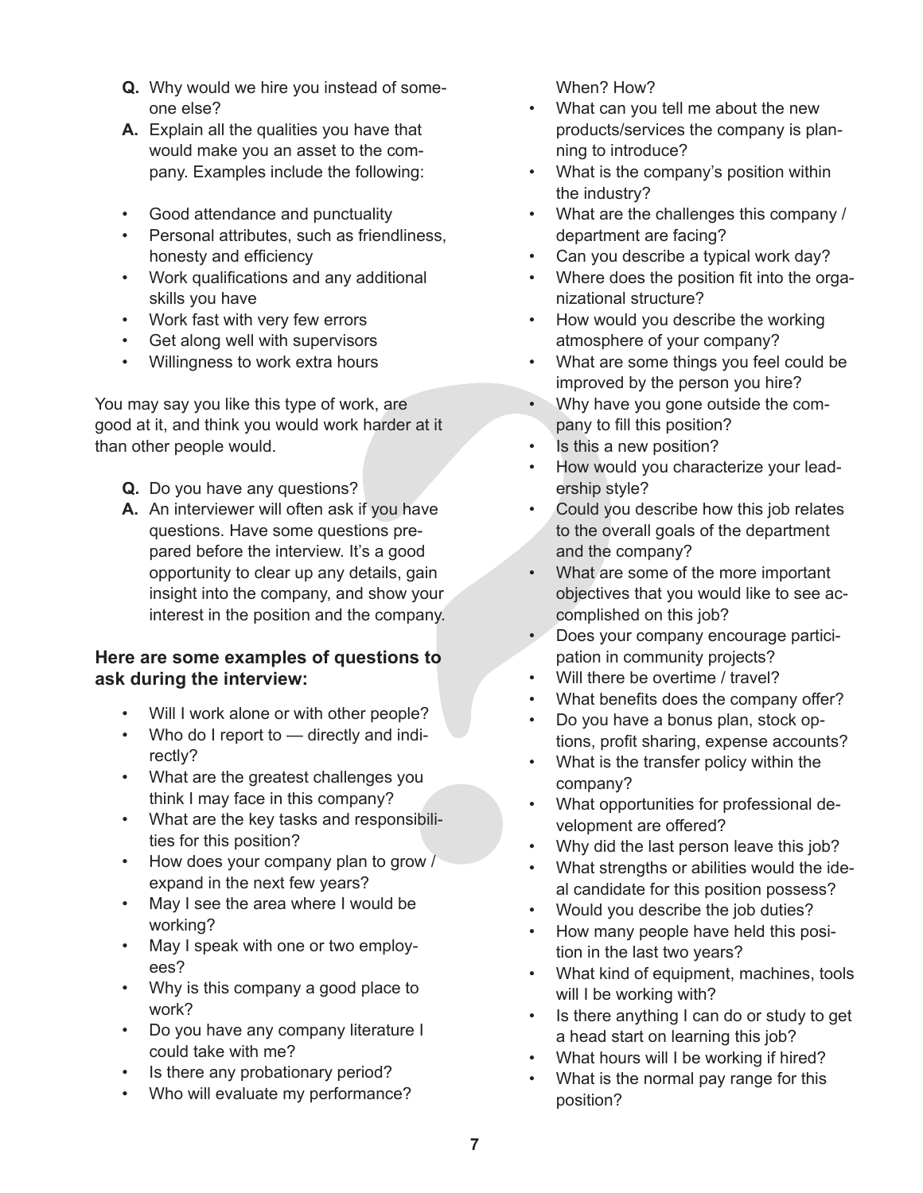**Q.** Why would we hire you instead of someone else?

**A.** Explain all the qualities you have that would make you an asset to the company. Examples include the following:

- Good attendance and punctuality
- Personal attributes, such as friendliness, honesty and efficiency
- Work qualifications and any additional skills you have
- Work fast with very few errors
- Get along well with supervisors
- Willingness to work extra hours

You may say you like this type of work, are good at it, and think you would work harder at it than other people would.

**Q.** Do you have any questions?

**A.** An interviewer will often ask if you have questions. Have some questions prepared before the interview. It's a good opportunity to clear up any details, gain insight into the company, and show your interest in the position and the company.

### Here are some examples of questions to ask during the interview:

- Will I work alone or with other people?
- Who do I report to — directly and indirectly?
- What are the greatest challenges you think I may face in this company?
- What are the key tasks and responsibilities for this position?
- How does your company plan to grow / expand in the next few years?
- May I see the area where I would be working?
- May I speak with one or two employees?
- Why is this company a good place to work?
- Do you have any company literature I could take with me?
- Is there any probationary period?
- Who will evaluate my performance? When? How?
- What can you tell me about the new products/services the company is planning to introduce?
- What is the company's position within the industry?
- What are the challenges this company / department are facing?
- Can you describe a typical work day?
- Where does the position fit into the organizational structure?
- How would you describe the working atmosphere of your company?
- What are some things you feel could be improved by the person you hire?
- Why have you gone outside the company to fill this position?
- Is this a new position?
- How would you characterize your leadership style?
- Could you describe how this job relates to the overall goals of the department and the company?
- What are some of the more important objectives that you would like to see accomplished on this job?
- Does your company encourage participation in community projects?
- Will there be overtime / travel?
- What benefits does the company offer?
- Do you have a bonus plan, stock options, profit sharing, expense accounts?
- What is the transfer policy within the company?
- What opportunities for professional development are offered?
- Why did the last person leave this job?
- What strengths or abilities would the ideal candidate for this position possess?
- Would you describe the job duties?
- How many people have held this position in the last two years?
- What kind of equipment, machines, tools will I be working with?
- Is there anything I can do or study to get a head start on learning this job?
- What hours will I be working if hired?
- What is the normal pay range for this position?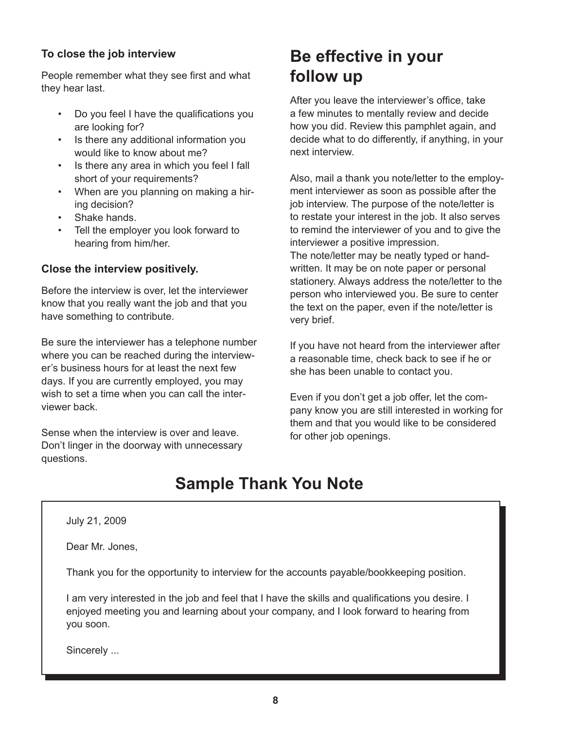### To close the job interview

People remember what they see first and what they hear last.

- Do you feel I have the qualifications you are looking for?
- Is there any additional information you would like to know about me?
- Is there any area in which you feel I fall short of your requirements?
- When are you planning on making a hiring decision?
- Shake hands.
- Tell the employer you look forward to hearing from him/her.

### Close the interview positively.

Before the interview is over, let the interviewer know that you really want the job and that you have something to contribute.

Be sure the interviewer has a telephone number where you can be reached during the interviewer's business hours for at least the next few days. If you are currently employed, you may wish to set a time when you can call the interviewer back.

Sense when the interview is over and leave. Don't linger in the doorway with unnecessary questions.

## Be effective in your follow up

After you leave the interviewer's office, take a few minutes to mentally review and decide how you did. Review this pamphlet again, and decide what to do differently, if anything, in your next interview.

Also, mail a thank you note/letter to the employment interviewer as soon as possible after the job interview. The purpose of the note/letter is to restate your interest in the job. It also serves to remind the interviewer of you and to give the interviewer a positive impression.
The note/letter may be neatly typed or handwritten. It may be on note paper or personal stationery. Always address the note/letter to the person who interviewed you. Be sure to center the text on the paper, even if the note/letter is very brief.

If you have not heard from the interviewer after a reasonable time, check back to see if he or she has been unable to contact you.

Even if you don't get a job offer, let the company know you are still interested in working for them and that you would like to be considered for other job openings.

## Sample Thank You Note

July 21, 2009

Dear Mr. Jones,

Thank you for the opportunity to interview for the accounts payable/bookkeeping position.

I am very interested in the job and feel that I have the skills and qualifications you desire. I enjoyed meeting you and learning about your company, and I look forward to hearing from you soon.

Sincerely ...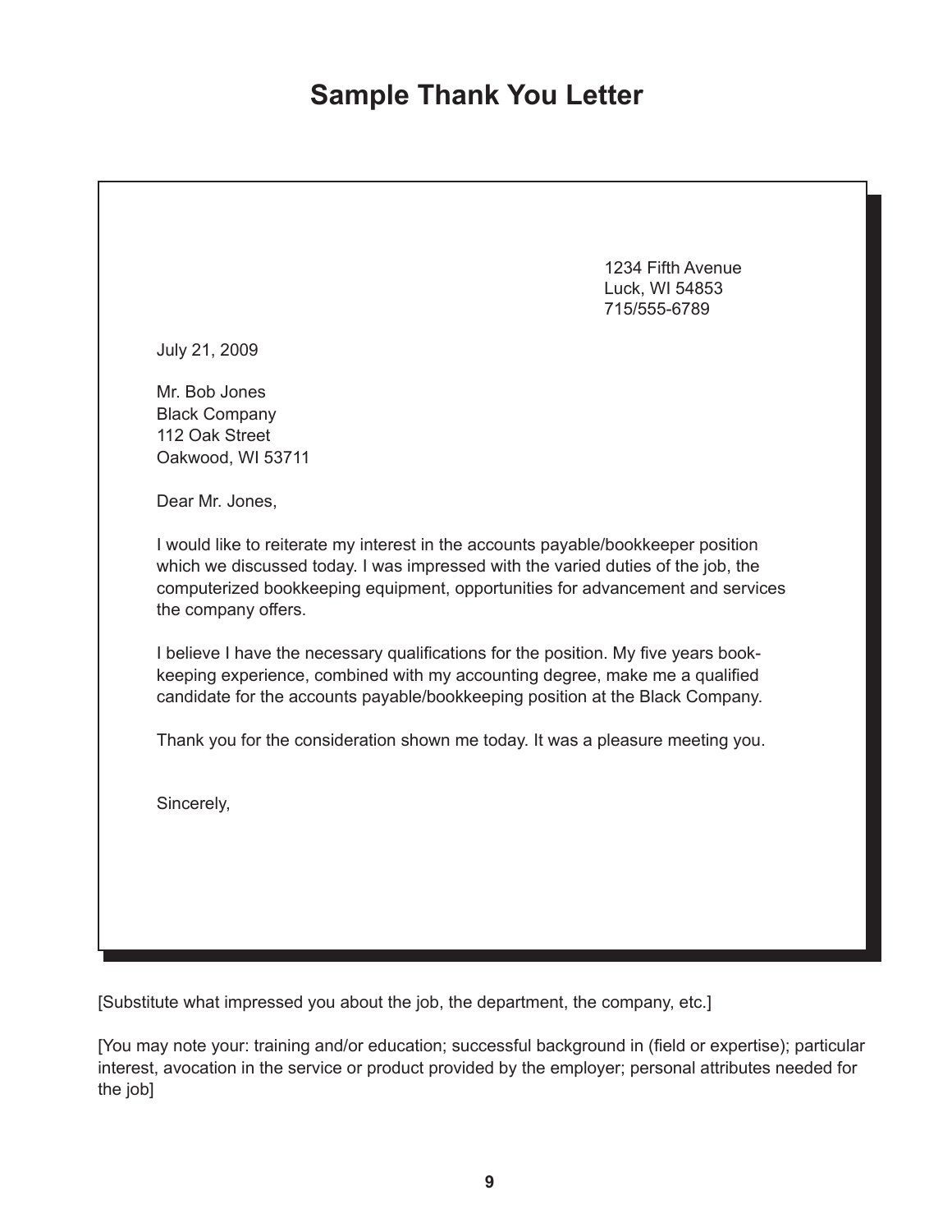# Sample Thank You Letter

1234 Fifth Avenue
Luck, WI 54853
715/555-6789

July 21, 2009

Mr. Bob Jones
Black Company
112 Oak Street
Oakwood, WI 53711

Dear Mr. Jones,

I would like to reiterate my interest in the accounts payable/bookkeeper position which we discussed today. I was impressed with the varied duties of the job, the computerized bookkeeping equipment, opportunities for advancement and services the company offers.

I believe I have the necessary qualifications for the position. My five years book-keeping experience, combined with my accounting degree, make me a qualified candidate for the accounts payable/bookkeeping position at the Black Company.

Thank you for the consideration shown me today. It was a pleasure meeting you.

Sincerely,

[Substitute what impressed you about the job, the department, the company, etc.]

[You may note your: training and/or education; successful background in (field or expertise); particular interest, avocation in the service or product provided by the employer; personal attributes needed for the job]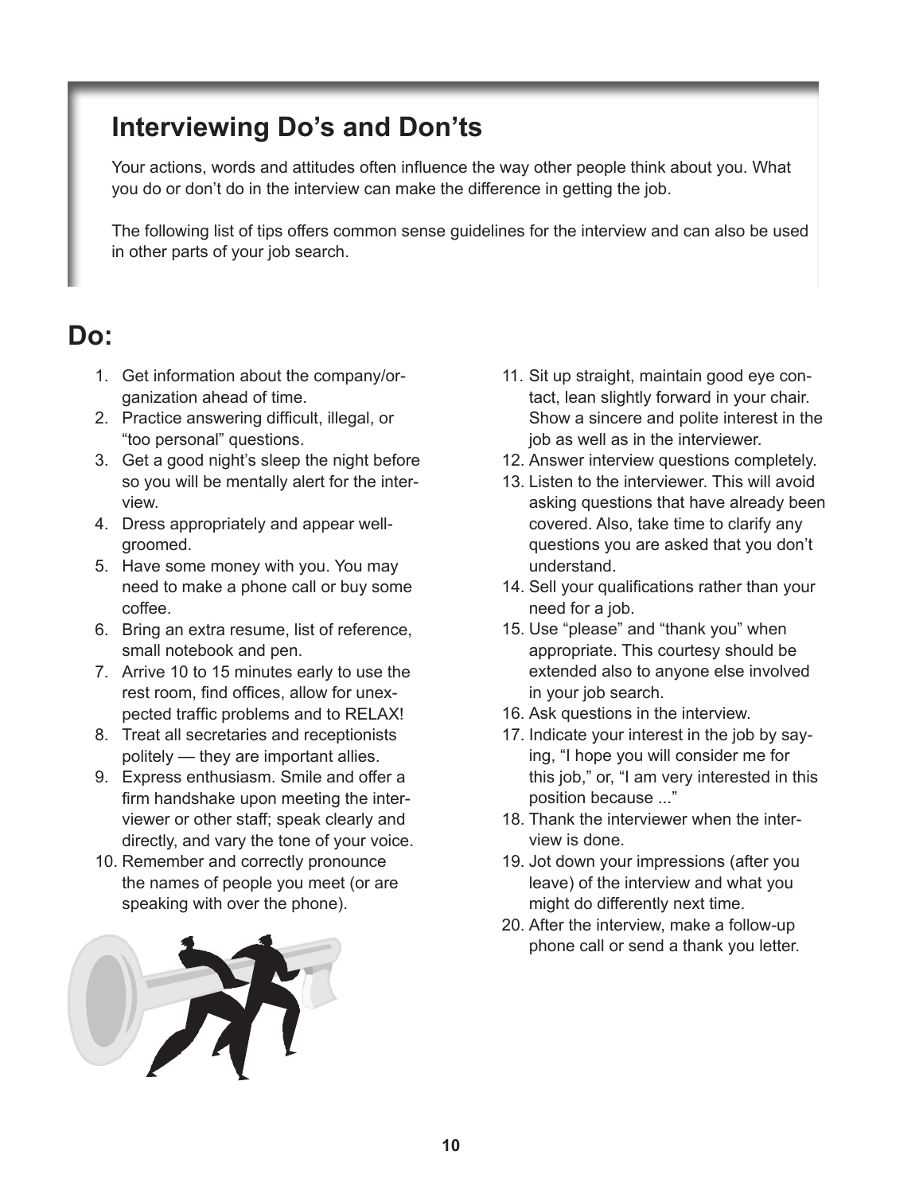## Interviewing Do's and Don'ts

Your actions, words and attitudes often influence the way other people think about you. What you do or don't do in the interview can make the difference in getting the job.

The following list of tips offers common sense guidelines for the interview and can also be used in other parts of your job search.

# Do:

1. Get information about the company/organization ahead of time.
2. Practice answering difficult, illegal, or "too personal" questions.
3. Get a good night's sleep the night before so you will be mentally alert for the interview.
4. Dress appropriately and appear well-groomed.
5. Have some money with you. You may need to make a phone call or buy some coffee.
6. Bring an extra resume, list of reference, small notebook and pen.
7. Arrive 10 to 15 minutes early to use the rest room, find offices, allow for unexpected traffic problems and to RELAX!
8. Treat all secretaries and receptionists politely — they are important allies.
9. Express enthusiasm. Smile and offer a firm handshake upon meeting the interviewer or other staff; speak clearly and directly, and vary the tone of your voice.
10. Remember and correctly pronounce the names of people you meet (or are speaking with over the phone).
11. Sit up straight, maintain good eye contact, lean slightly forward in your chair. Show a sincere and polite interest in the job as well as in the interviewer.
12. Answer interview questions completely.
13. Listen to the interviewer. This will avoid asking questions that have already been covered. Also, take time to clarify any questions you are asked that you don't understand.
14. Sell your qualifications rather than your need for a job.
15. Use "please" and "thank you" when appropriate. This courtesy should be extended also to anyone else involved in your job search.
16. Ask questions in the interview.
17. Indicate your interest in the job by saying, "I hope you will consider me for this job," or, "I am very interested in this position because ..."
18. Thank the interviewer when the interview is done.
19. Jot down your impressions (after you leave) of the interview and what you might do differently next time.
20. After the interview, make a follow-up phone call or send a thank you letter.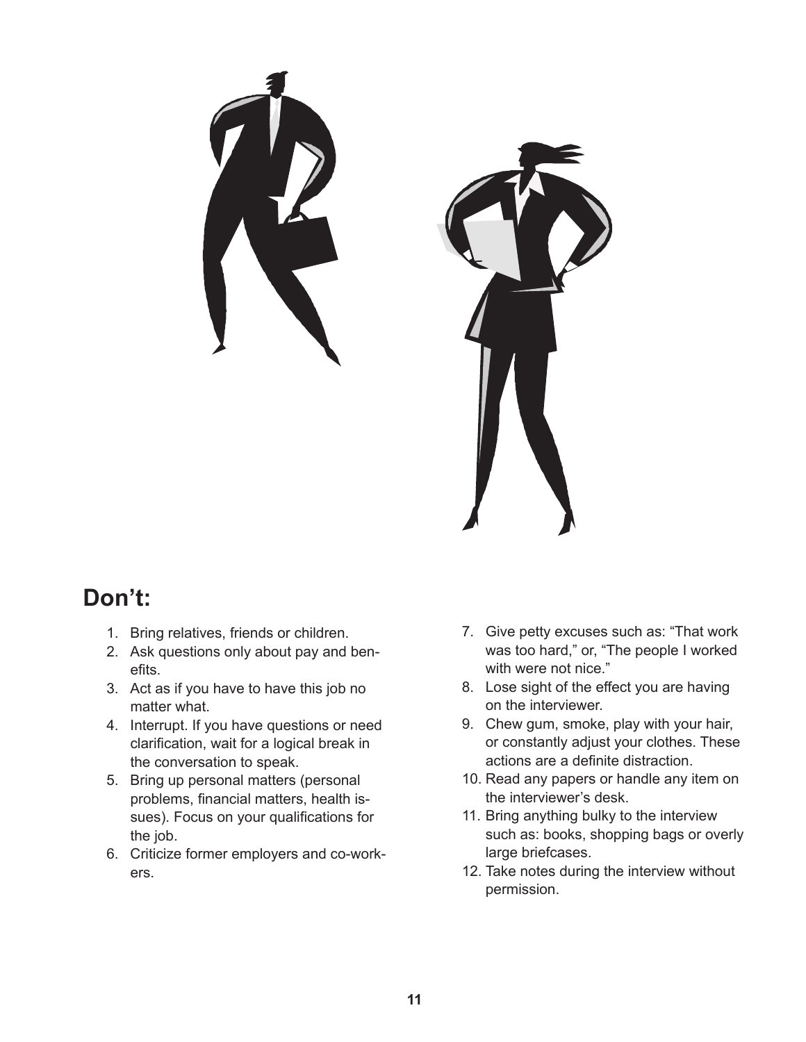## Don't:

1. Bring relatives, friends or children.
2. Ask questions only about pay and benefits.
3. Act as if you have to have this job no matter what.
4. Interrupt. If you have questions or need clarification, wait for a logical break in the conversation to speak.
5. Bring up personal matters (personal problems, financial matters, health issues). Focus on your qualifications for the job.
6. Criticize former employers and co-workers.
7. Give petty excuses such as: "That work was too hard," or, "The people I worked with were not nice."
8. Lose sight of the effect you are having on the interviewer.
9. Chew gum, smoke, play with your hair, or constantly adjust your clothes. These actions are a definite distraction.
10. Read any papers or handle any item on the interviewer's desk.
11. Bring anything bulky to the interview such as: books, shopping bags or overly large briefcases.
12. Take notes during the interview without permission.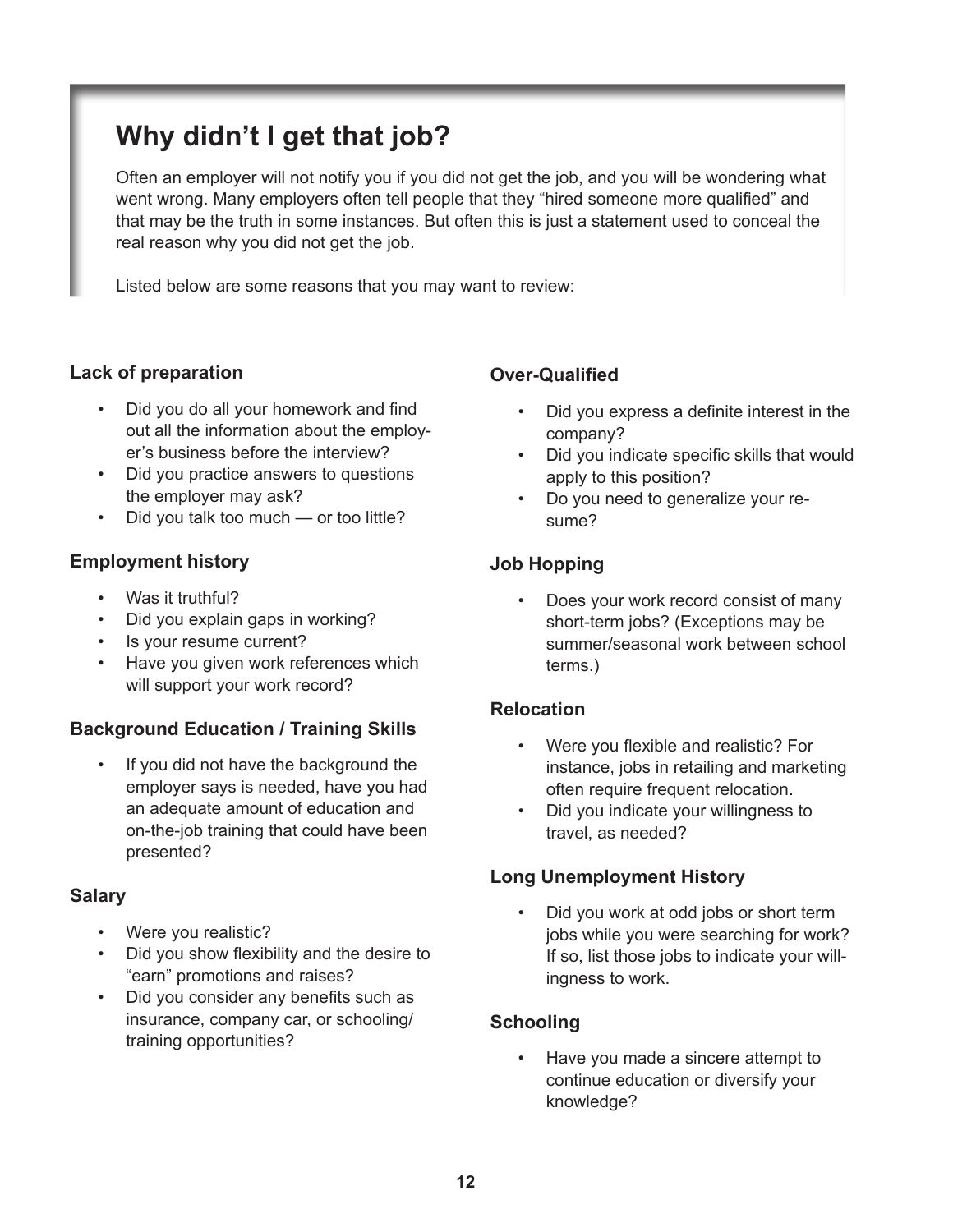# Why didn't I get that job?

Often an employer will not notify you if you did not get the job, and you will be wondering what went wrong. Many employers often tell people that they "hired someone more qualified" and that may be the truth in some instances. But often this is just a statement used to conceal the real reason why you did not get the job.

Listed below are some reasons that you may want to review:

### Lack of preparation

- Did you do all your homework and find out all the information about the employer's business before the interview?
- Did you practice answers to questions the employer may ask?
- Did you talk too much — or too little?

### Employment history

- Was it truthful?
- Did you explain gaps in working?
- Is your resume current?
- Have you given work references which will support your work record?

### Background Education / Training Skills

- If you did not have the background the employer says is needed, have you had an adequate amount of education and on-the-job training that could have been presented?

### Salary

- Were you realistic?
- Did you show flexibility and the desire to "earn" promotions and raises?
- Did you consider any benefits such as insurance, company car, or schooling/training opportunities?

### Over-Qualified

- Did you express a definite interest in the company?
- Did you indicate specific skills that would apply to this position?
- Do you need to generalize your resume?

### Job Hopping

- Does your work record consist of many short-term jobs? (Exceptions may be summer/seasonal work between school terms.)

### Relocation

- Were you flexible and realistic? For instance, jobs in retailing and marketing often require frequent relocation.
- Did you indicate your willingness to travel, as needed?

### Long Unemployment History

- Did you work at odd jobs or short term jobs while you were searching for work? If so, list those jobs to indicate your willingness to work.

### Schooling

- Have you made a sincere attempt to continue education or diversify your knowledge?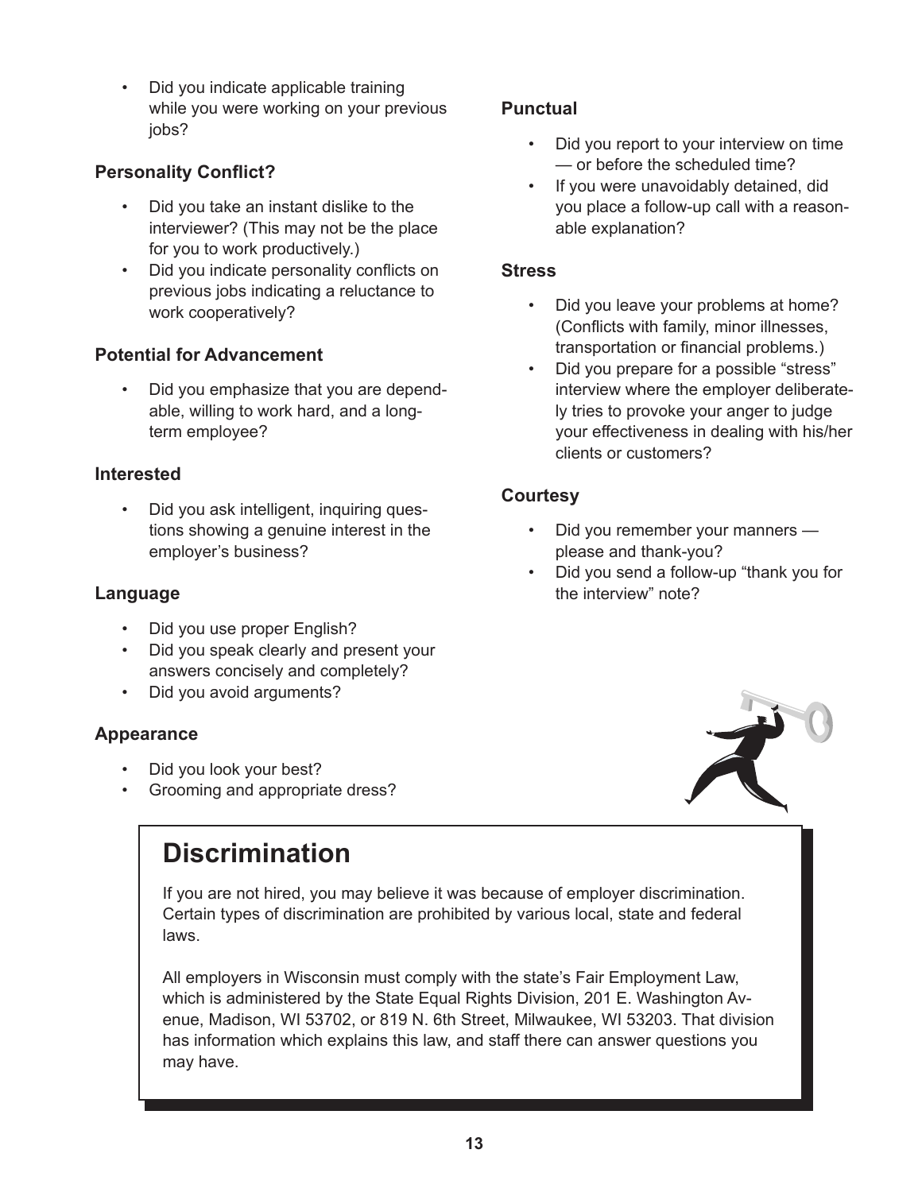- Did you indicate applicable training while you were working on your previous jobs?

### Personality Conflict?

- Did you take an instant dislike to the interviewer? (This may not be the place for you to work productively.)
- Did you indicate personality conflicts on previous jobs indicating a reluctance to work cooperatively?

### Potential for Advancement

- Did you emphasize that you are dependable, willing to work hard, and a long-term employee?

### Interested

- Did you ask intelligent, inquiring questions showing a genuine interest in the employer's business?

### Language

- Did you use proper English?
- Did you speak clearly and present your answers concisely and completely?
- Did you avoid arguments?

### Appearance

- Did you look your best?
- Grooming and appropriate dress?

### Punctual

- Did you report to your interview on time — or before the scheduled time?
- If you were unavoidably detained, did you place a follow-up call with a reasonable explanation?

### Stress

- Did you leave your problems at home? (Conflicts with family, minor illnesses, transportation or financial problems.)
- Did you prepare for a possible "stress" interview where the employer deliberately tries to provoke your anger to judge your effectiveness in dealing with his/her clients or customers?

### Courtesy

- Did you remember your manners — please and thank-you?
- Did you send a follow-up "thank you for the interview" note?

## Discrimination

If you are not hired, you may believe it was because of employer discrimination. Certain types of discrimination are prohibited by various local, state and federal laws.

All employers in Wisconsin must comply with the state's Fair Employment Law, which is administered by the State Equal Rights Division, 201 E. Washington Avenue, Madison, WI 53702, or 819 N. 6th Street, Milwaukee, WI 53203. That division has information which explains this law, and staff there can answer questions you may have.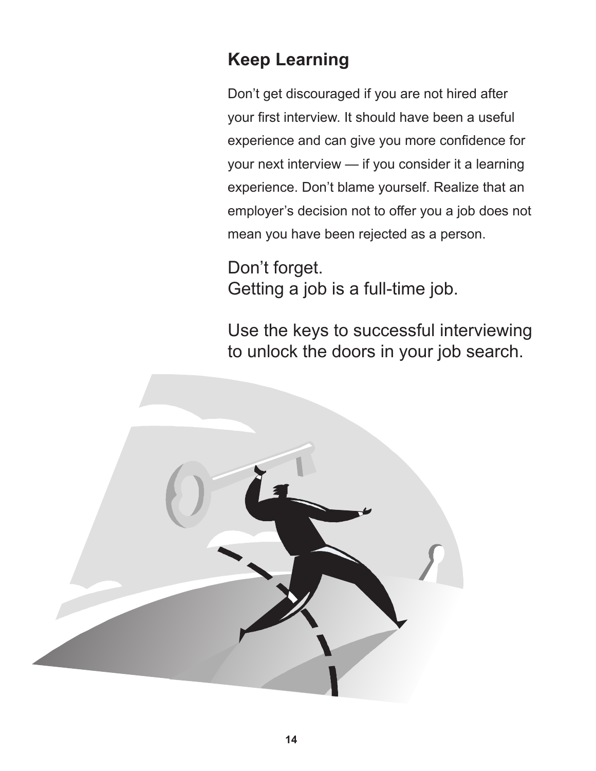## Keep Learning

Don't get discouraged if you are not hired after your first interview. It should have been a useful experience and can give you more confidence for your next interview — if you consider it a learning experience. Don't blame yourself. Realize that an employer's decision not to offer you a job does not mean you have been rejected as a person.

Don't forget.
Getting a job is a full-time job.

Use the keys to successful interviewing to unlock the doors in your job search.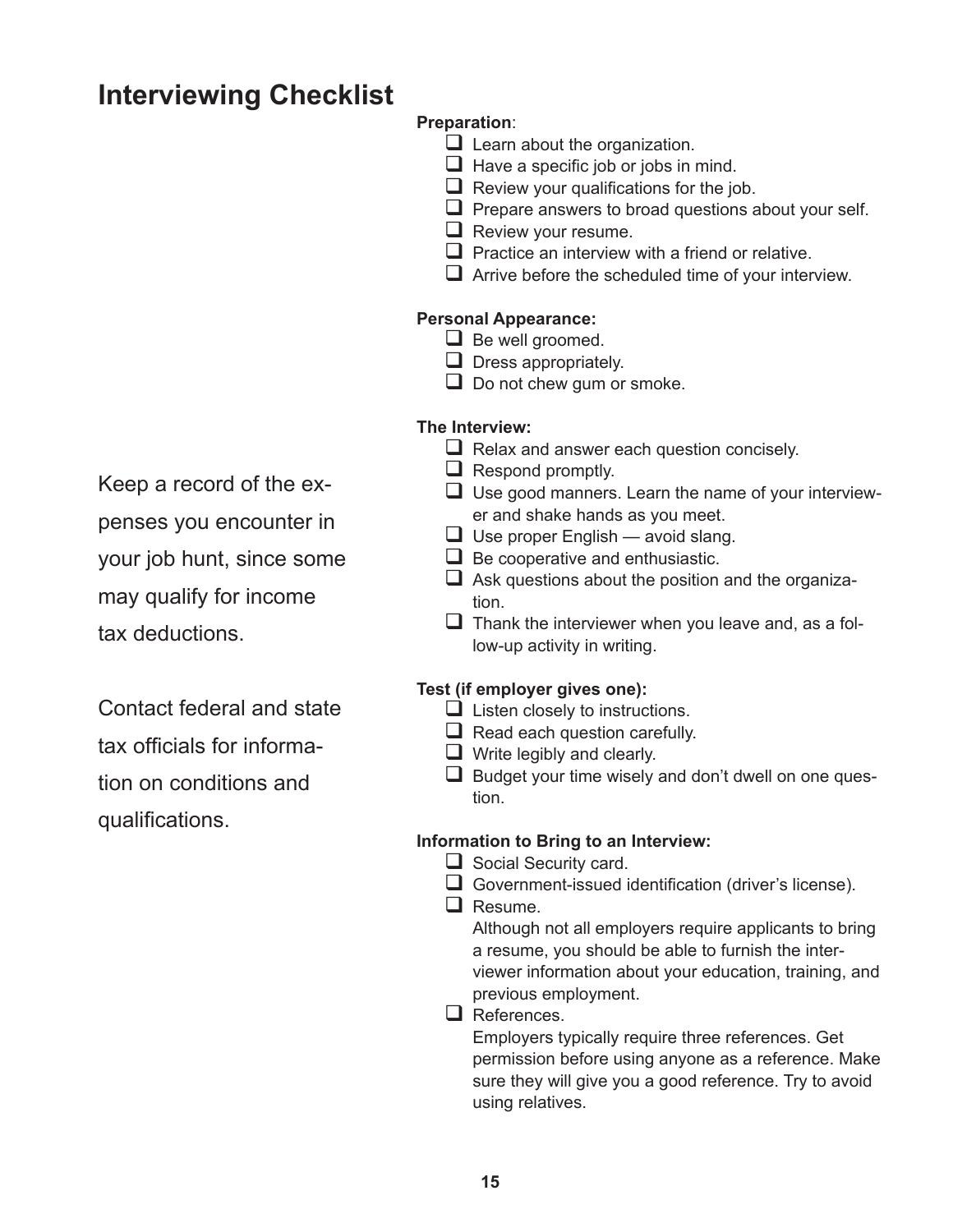## Interviewing Checklist

Keep a record of the expenses you encounter in your job hunt, since some may qualify for income tax deductions.

Contact federal and state tax officials for information on conditions and qualifications.

**Preparation**:

- ❑ Learn about the organization.
- ❑ Have a specific job or jobs in mind.
- ❑ Review your qualifications for the job.
- ❑ Prepare answers to broad questions about your self.
- ❑ Review your resume.
- ❑ Practice an interview with a friend or relative.
- ❑ Arrive before the scheduled time of your interview.

**Personal Appearance:**

- ❑ Be well groomed.
- ❑ Dress appropriately.
- ❑ Do not chew gum or smoke.

**The Interview:**

- ❑ Relax and answer each question concisely.
- ❑ Respond promptly.
- ❑ Use good manners. Learn the name of your interviewer and shake hands as you meet.
- ❑ Use proper English — avoid slang.
- ❑ Be cooperative and enthusiastic.
- ❑ Ask questions about the position and the organization.
- ❑ Thank the interviewer when you leave and, as a follow-up activity in writing.

**Test (if employer gives one):**

- ❑ Listen closely to instructions.
- ❑ Read each question carefully.
- ❑ Write legibly and clearly.
- ❑ Budget your time wisely and don't dwell on one question.

**Information to Bring to an Interview:**

- ❑ Social Security card.
- ❑ Government-issued identification (driver's license).
- ❑ Resume.
  Although not all employers require applicants to bring a resume, you should be able to furnish the interviewer information about your education, training, and previous employment.
- ❑ References.
  Employers typically require three references. Get permission before using anyone as a reference. Make sure they will give you a good reference. Try to avoid using relatives.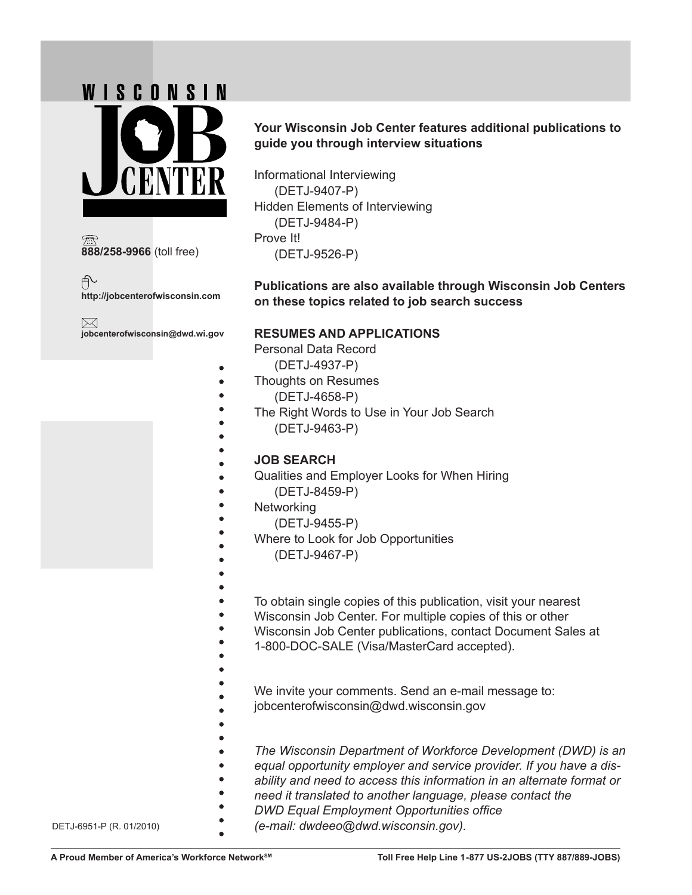WISCONSIN JOB CENTER

**888/258-9966** (toll free)

**http://jobcenterofwisconsin.com**

**jobcenterofwisconsin@dwd.wi.gov**

**Your Wisconsin Job Center features additional publications to guide you through interview situations**

Informational Interviewing
(DETJ-9407-P)
Hidden Elements of Interviewing
(DETJ-9484-P)
Prove It!
(DETJ-9526-P)

**Publications are also available through Wisconsin Job Centers on these topics related to job search success**

**RESUMES AND APPLICATIONS**

Personal Data Record
(DETJ-4937-P)
Thoughts on Resumes
(DETJ-4658-P)
The Right Words to Use in Your Job Search
(DETJ-9463-P)

**JOB SEARCH**

Qualities and Employer Looks for When Hiring
(DETJ-8459-P)
Networking
(DETJ-9455-P)
Where to Look for Job Opportunities
(DETJ-9467-P)

To obtain single copies of this publication, visit your nearest Wisconsin Job Center. For multiple copies of this or other Wisconsin Job Center publications, contact Document Sales at 1-800-DOC-SALE (Visa/MasterCard accepted).

We invite your comments. Send an e-mail message to: jobcenterofwisconsin@dwd.wisconsin.gov

*The Wisconsin Department of Workforce Development (DWD) is an equal opportunity employer and service provider. If you have a disability and need to access this information in an alternate format or need it translated to another language, please contact the DWD Equal Employment Opportunities office (e-mail: dwdeeo@dwd.wisconsin.gov).*

DETJ-6951-P (R. 01/2010)

**A Proud Member of America's Workforce Network[SM]** **Toll Free Help Line 1-877 US-2JOBS (TTY 887/889-JOBS)**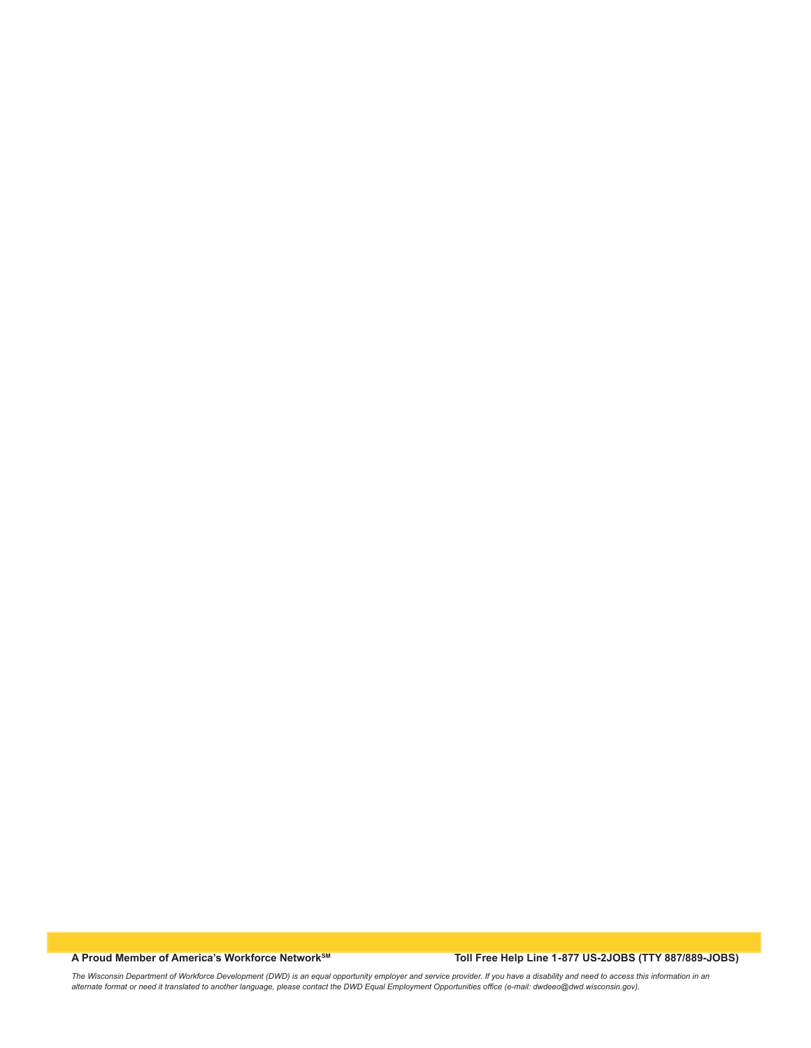**A Proud Member of America's Workforce Network℠** **Toll Free Help Line 1-877 US-2JOBS (TTY 887/889-JOBS)**

*The Wisconsin Department of Workforce Development (DWD) is an equal opportunity employer and service provider. If you have a disability and need to access this information in an alternate format or need it translated to another language, please contact the DWD Equal Employment Opportunities office (e-mail: dwdeeo@dwd.wisconsin.gov).*